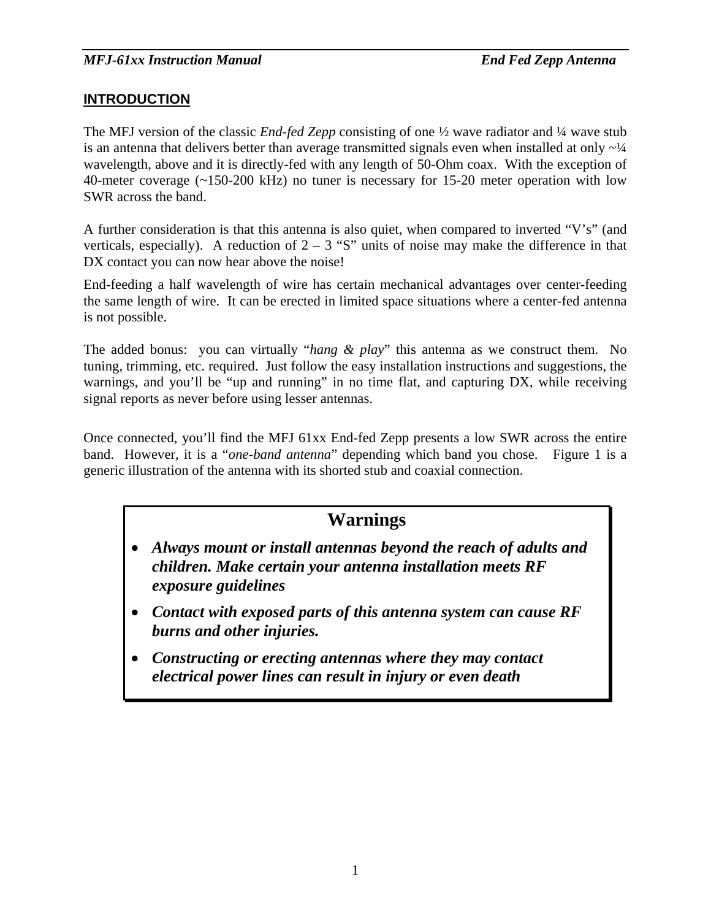## INTRODUCTION

The MFJ version of the classic *End-fed Zepp* consisting of one ½ wave radiator and ¼ wave stub is an antenna that delivers better than average transmitted signals even when installed at only ~¼ wavelength, above and it is directly-fed with any length of 50-Ohm coax. With the exception of 40-meter coverage (~150-200 kHz) no tuner is necessary for 15-20 meter operation with low SWR across the band.

A further consideration is that this antenna is also quiet, when compared to inverted "V's" (and verticals, especially). A reduction of 2 – 3 "S" units of noise may make the difference in that DX contact you can now hear above the noise!

End-feeding a half wavelength of wire has certain mechanical advantages over center-feeding the same length of wire. It can be erected in limited space situations where a center-fed antenna is not possible.

The added bonus: you can virtually "*hang & play*" this antenna as we construct them. No tuning, trimming, etc. required. Just follow the easy installation instructions and suggestions, the warnings, and you'll be "up and running" in no time flat, and capturing DX, while receiving signal reports as never before using lesser antennas.

Once connected, you'll find the MFJ 61xx End-fed Zepp presents a low SWR across the entire band. However, it is a "*one-band antenna*" depending which band you chose. Figure 1 is a generic illustration of the antenna with its shorted stub and coaxial connection.

### Warnings

- ***Always mount or install antennas beyond the reach of adults and children. Make certain your antenna installation meets RF exposure guidelines***
- ***Contact with exposed parts of this antenna system can cause RF burns and other injuries.***
- ***Constructing or erecting antennas where they may contact electrical power lines can result in injury or even death***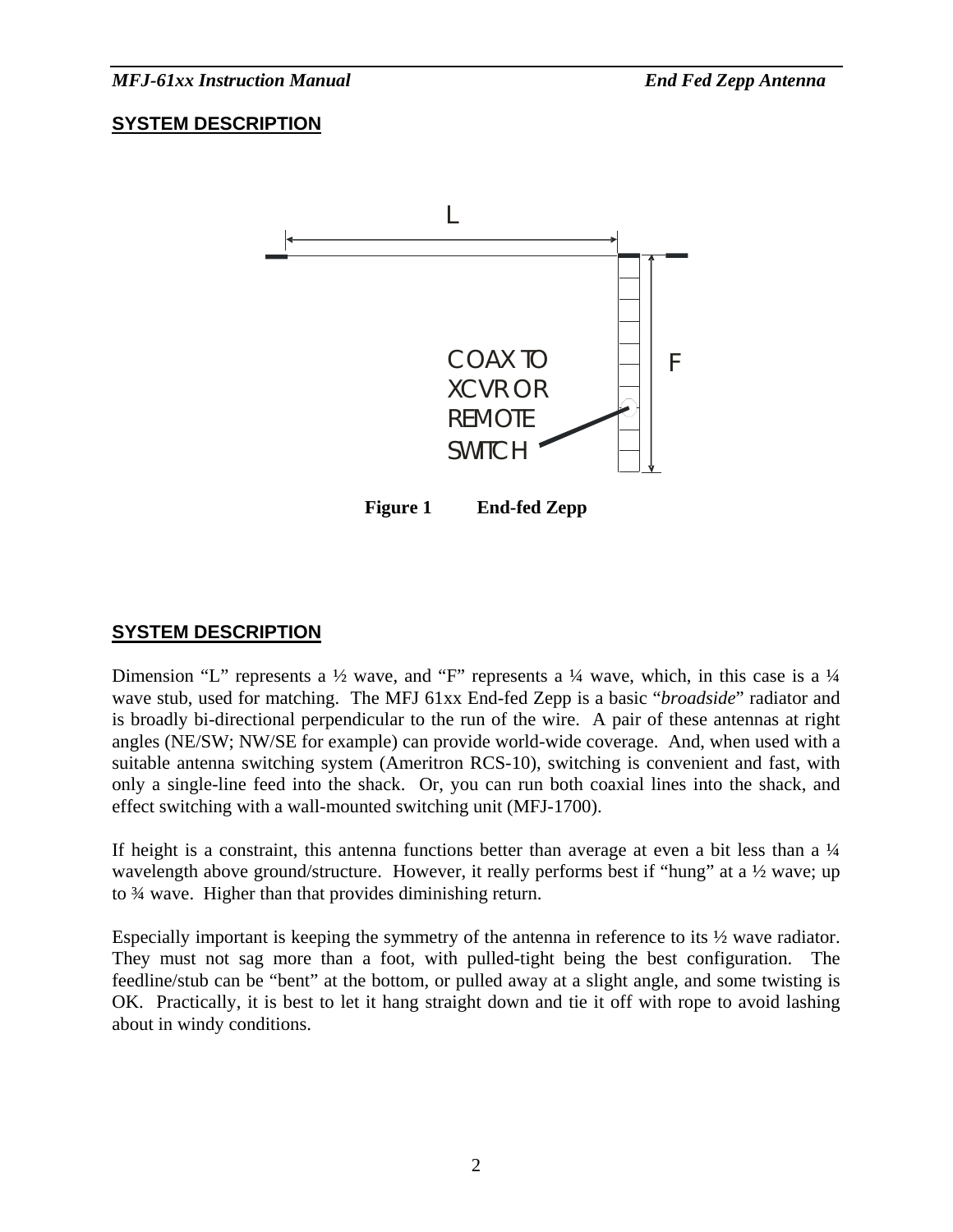## SYSTEM DESCRIPTION

L

COAX TO XCVR OR REMOTE SWITCH

F

**Figure 1 End-fed Zepp**

## SYSTEM DESCRIPTION

Dimension "L" represents a ½ wave, and "F" represents a ¼ wave, which, in this case is a ¼ wave stub, used for matching. The MFJ 61xx End-fed Zepp is a basic "*broadside*" radiator and is broadly bi-directional perpendicular to the run of the wire. A pair of these antennas at right angles (NE/SW; NW/SE for example) can provide world-wide coverage. And, when used with a suitable antenna switching system (Ameritron RCS-10), switching is convenient and fast, with only a single-line feed into the shack. Or, you can run both coaxial lines into the shack, and effect switching with a wall-mounted switching unit (MFJ-1700).

If height is a constraint, this antenna functions better than average at even a bit less than a ¼ wavelength above ground/structure. However, it really performs best if "hung" at a ½ wave; up to ¾ wave. Higher than that provides diminishing return.

Especially important is keeping the symmetry of the antenna in reference to its ½ wave radiator. They must not sag more than a foot, with pulled-tight being the best configuration. The feedline/stub can be "bent" at the bottom, or pulled away at a slight angle, and some twisting is OK. Practically, it is best to let it hang straight down and tie it off with rope to avoid lashing about in windy conditions.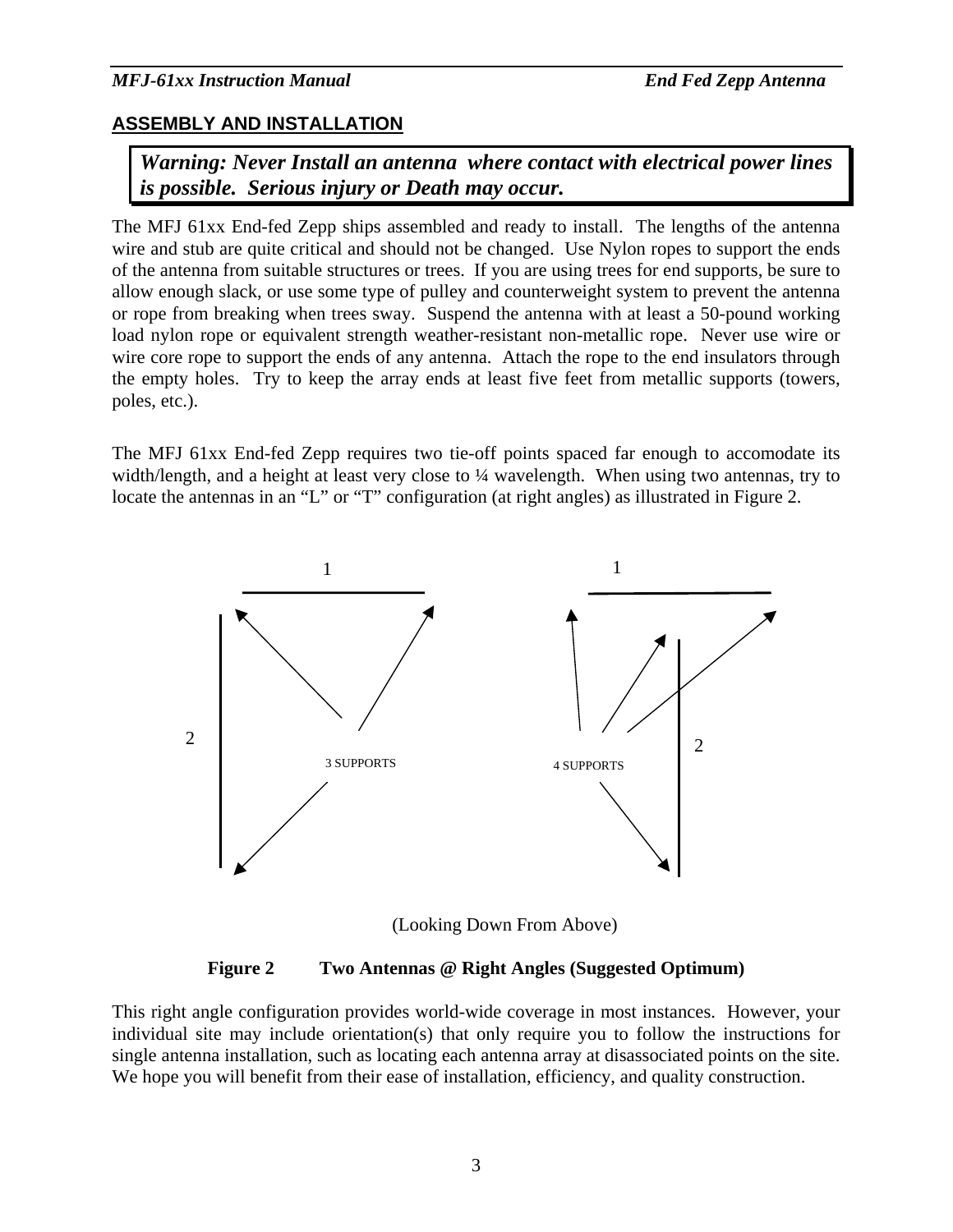## ASSEMBLY AND INSTALLATION

> ***Warning: Never Install an antenna where contact with electrical power lines is possible. Serious injury or Death may occur.***

The MFJ 61xx End-fed Zepp ships assembled and ready to install. The lengths of the antenna wire and stub are quite critical and should not be changed. Use Nylon ropes to support the ends of the antenna from suitable structures or trees. If you are using trees for end supports, be sure to allow enough slack, or use some type of pulley and counterweight system to prevent the antenna or rope from breaking when trees sway. Suspend the antenna with at least a 50-pound working load nylon rope or equivalent strength weather-resistant non-metallic rope. Never use wire or wire core rope to support the ends of any antenna. Attach the rope to the end insulators through the empty holes. Try to keep the array ends at least five feet from metallic supports (towers, poles, etc.).

The MFJ 61xx End-fed Zepp requires two tie-off points spaced far enough to accomodate its width/length, and a height at least very close to ¼ wavelength. When using two antennas, try to locate the antennas in an "L" or "T" configuration (at right angles) as illustrated in Figure 2.

1 1

2 3 SUPPORTS 4 SUPPORTS 2

(Looking Down From Above)

**Figure 2 Two Antennas @ Right Angles (Suggested Optimum)**

This right angle configuration provides world-wide coverage in most instances. However, your individual site may include orientation(s) that only require you to follow the instructions for single antenna installation, such as locating each antenna array at disassociated points on the site. We hope you will benefit from their ease of installation, efficiency, and quality construction.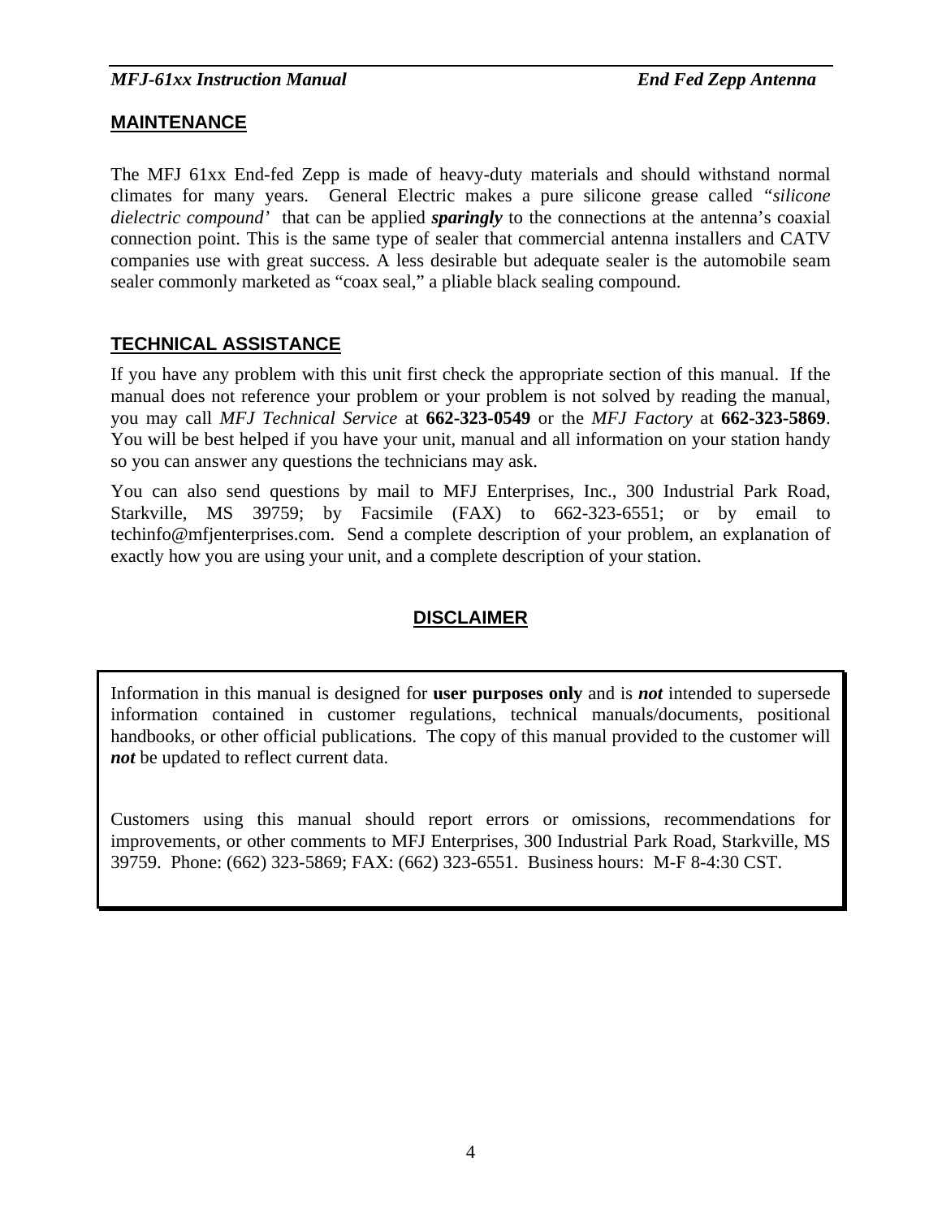## MAINTENANCE

The MFJ 61xx End-fed Zepp is made of heavy-duty materials and should withstand normal climates for many years. General Electric makes a pure silicone grease called *"silicone dielectric compound'* that can be applied ***sparingly*** to the connections at the antenna's coaxial connection point. This is the same type of sealer that commercial antenna installers and CATV companies use with great success. A less desirable but adequate sealer is the automobile seam sealer commonly marketed as "coax seal," a pliable black sealing compound.

## TECHNICAL ASSISTANCE

If you have any problem with this unit first check the appropriate section of this manual. If the manual does not reference your problem or your problem is not solved by reading the manual, you may call *MFJ Technical Service* at **662-323-0549** or the *MFJ Factory* at **662-323-5869**. You will be best helped if you have your unit, manual and all information on your station handy so you can answer any questions the technicians may ask.

You can also send questions by mail to MFJ Enterprises, Inc., 300 Industrial Park Road, Starkville, MS 39759; by Facsimile (FAX) to 662-323-6551; or by email to techinfo@mfjenterprises.com. Send a complete description of your problem, an explanation of exactly how you are using your unit, and a complete description of your station.

## DISCLAIMER

Information in this manual is designed for **user purposes only** and is ***not*** intended to supersede information contained in customer regulations, technical manuals/documents, positional handbooks, or other official publications. The copy of this manual provided to the customer will ***not*** be updated to reflect current data.

Customers using this manual should report errors or omissions, recommendations for improvements, or other comments to MFJ Enterprises, 300 Industrial Park Road, Starkville, MS 39759. Phone: (662) 323-5869; FAX: (662) 323-6551. Business hours: M-F 8-4:30 CST.